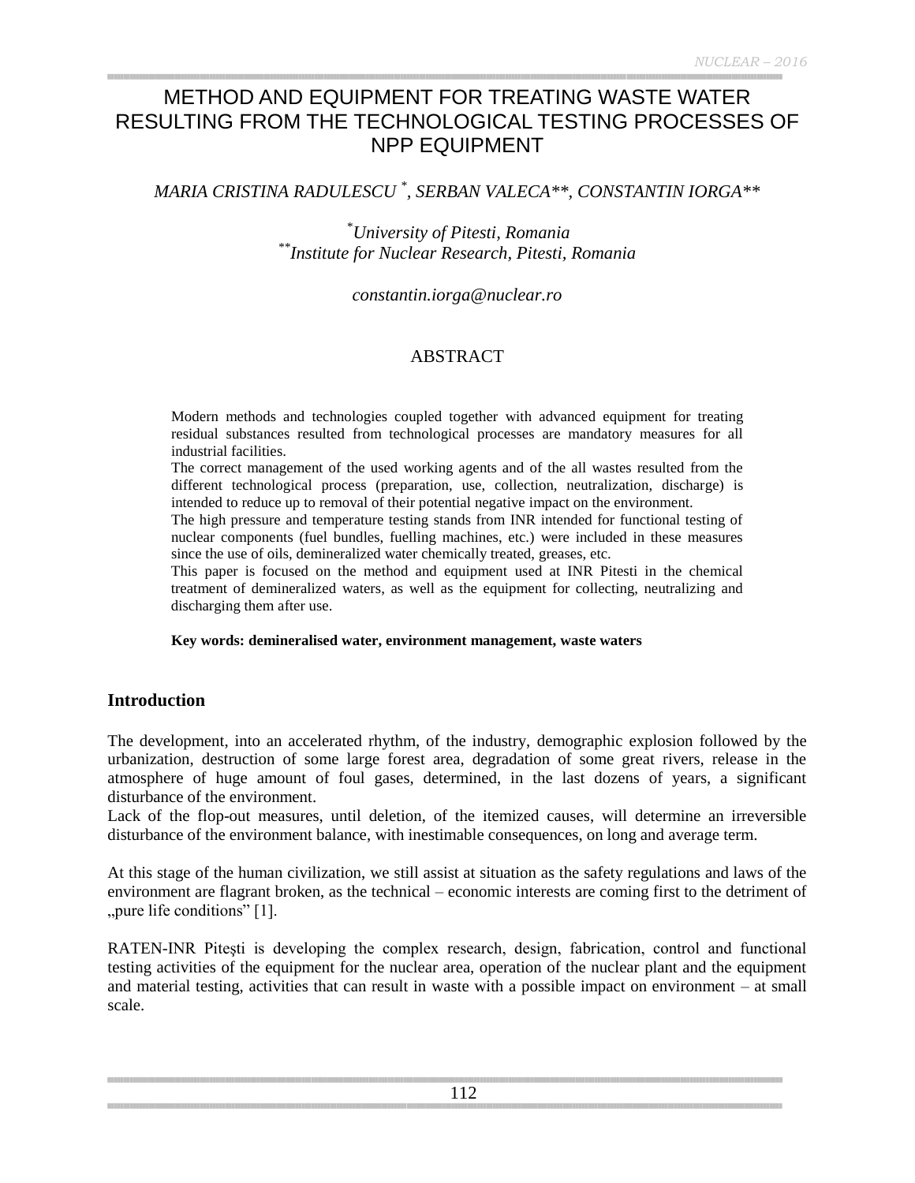# METHOD AND EQUIPMENT FOR TREATING WASTE WATER RESULTING FROM THE TECHNOLOGICAL TESTING PROCESSES OF NPP EQUIPMENT

*MARIA CRISTINA RADULESCU [*], SERBAN VALECA[**], CONSTANTIN IORGA[**]*

*[*]University of Pitesti, Romania*
*[**]Institute for Nuclear Research, Pitesti, Romania*

*constantin.iorga@nuclear.ro*

## ABSTRACT

Modern methods and technologies coupled together with advanced equipment for treating residual substances resulted from technological processes are mandatory measures for all industrial facilities.

The correct management of the used working agents and of the all wastes resulted from the different technological process (preparation, use, collection, neutralization, discharge) is intended to reduce up to removal of their potential negative impact on the environment.

The high pressure and temperature testing stands from INR intended for functional testing of nuclear components (fuel bundles, fuelling machines, etc.) were included in these measures since the use of oils, demineralized water chemically treated, greases, etc.

This paper is focused on the method and equipment used at INR Pitesti in the chemical treatment of demineralized waters, as well as the equipment for collecting, neutralizing and discharging them after use.

**Key words: demineralised water, environment management, waste waters**

## Introduction

The development, into an accelerated rhythm, of the industry, demographic explosion followed by the urbanization, destruction of some large forest area, degradation of some great rivers, release in the atmosphere of huge amount of foul gases, determined, in the last dozens of years, a significant disturbance of the environment.

Lack of the flop-out measures, until deletion, of the itemized causes, will determine an irreversible disturbance of the environment balance, with inestimable consequences, on long and average term.

At this stage of the human civilization, we still assist at situation as the safety regulations and laws of the environment are flagrant broken, as the technical – economic interests are coming first to the detriment of „pure life conditions" [1].

RATEN-INR Pitești is developing the complex research, design, fabrication, control and functional testing activities of the equipment for the nuclear area, operation of the nuclear plant and the equipment and material testing, activities that can result in waste with a possible impact on environment – at small scale.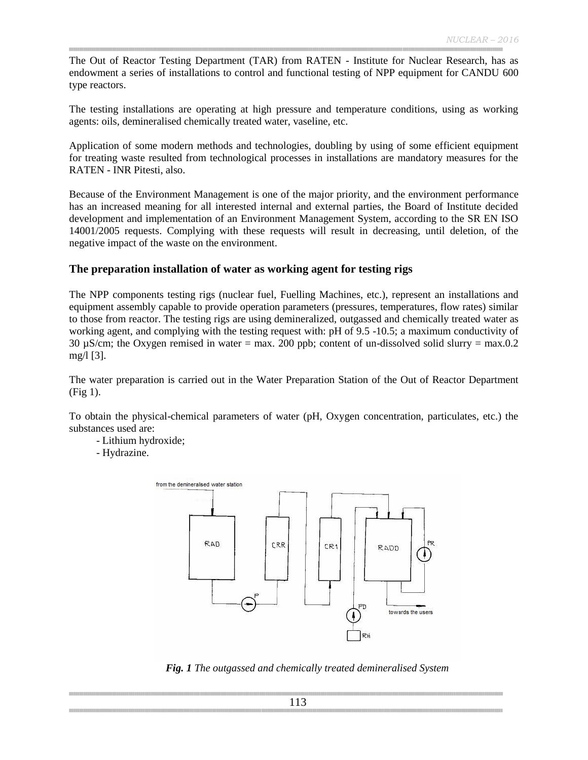The Out of Reactor Testing Department (TAR) from RATEN - Institute for Nuclear Research, has as endowment a series of installations to control and functional testing of NPP equipment for CANDU 600 type reactors.

The testing installations are operating at high pressure and temperature conditions, using as working agents: oils, demineralised chemically treated water, vaseline, etc.

Application of some modern methods and technologies, doubling by using of some efficient equipment for treating waste resulted from technological processes in installations are mandatory measures for the RATEN - INR Pitesti, also.

Because of the Environment Management is one of the major priority, and the environment performance has an increased meaning for all interested internal and external parties, the Board of Institute decided development and implementation of an Environment Management System, according to the SR EN ISO 14001/2005 requests. Complying with these requests will result in decreasing, until deletion, of the negative impact of the waste on the environment.

## The preparation installation of water as working agent for testing rigs

The NPP components testing rigs (nuclear fuel, Fuelling Machines, etc.), represent an installations and equipment assembly capable to provide operation parameters (pressures, temperatures, flow rates) similar to those from reactor. The testing rigs are using demineralized, outgassed and chemically treated water as working agent, and complying with the testing request with: pH of 9.5 -10.5; a maximum conductivity of 30 μS/cm; the Oxygen remised in water = max. 200 ppb; content of un-dissolved solid slurry = max.0.2 mg/l [3].

The water preparation is carried out in the Water Preparation Station of the Out of Reactor Department (Fig 1).

To obtain the physical-chemical parameters of water (pH, Oxygen concentration, particulates, etc.) the substances used are:

- Lithium hydroxide;
- Hydrazine.

***Fig. 1*** *The outgassed and chemically treated demineralised System*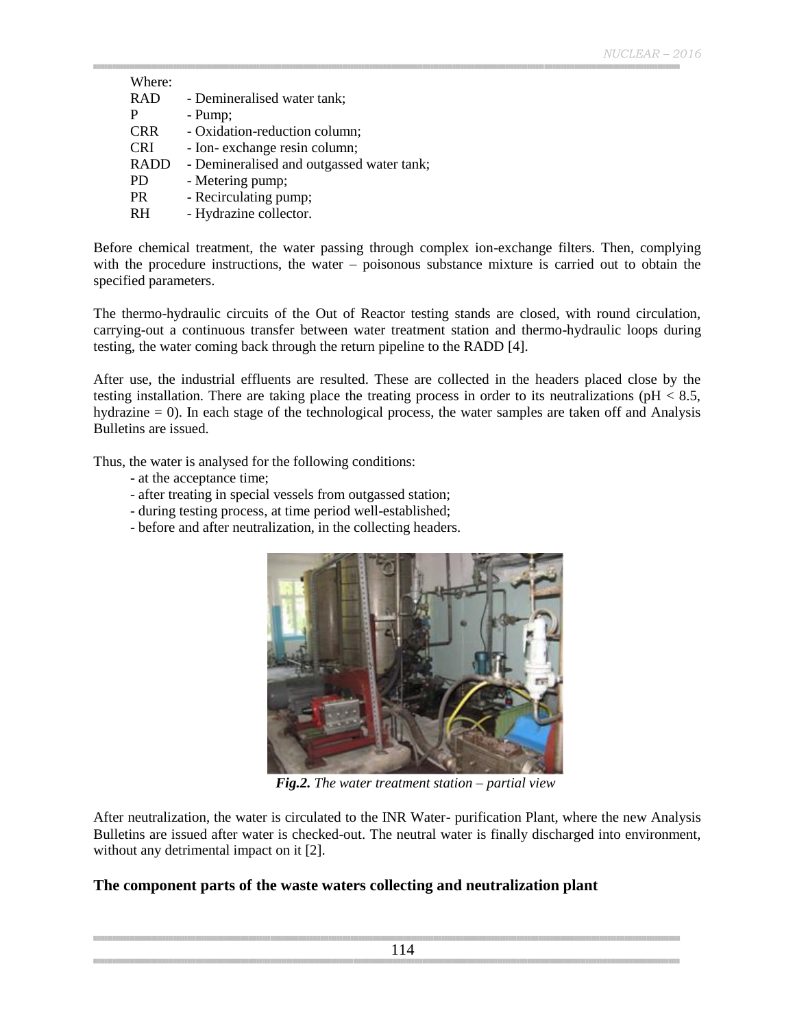Where:

RAD - Demineralised water tank;
P - Pump;
CRR - Oxidation-reduction column;
CRI - Ion- exchange resin column;
RADD - Demineralised and outgassed water tank;
PD - Metering pump;
PR - Recirculating pump;
RH - Hydrazine collector.

Before chemical treatment, the water passing through complex ion-exchange filters. Then, complying with the procedure instructions, the water – poisonous substance mixture is carried out to obtain the specified parameters.

The thermo-hydraulic circuits of the Out of Reactor testing stands are closed, with round circulation, carrying-out a continuous transfer between water treatment station and thermo-hydraulic loops during testing, the water coming back through the return pipeline to the RADD [4].

After use, the industrial effluents are resulted. These are collected in the headers placed close by the testing installation. There are taking place the treating process in order to its neutralizations (pH < 8.5, hydrazine = 0). In each stage of the technological process, the water samples are taken off and Analysis Bulletins are issued.

Thus, the water is analysed for the following conditions:

- at the acceptance time;
- after treating in special vessels from outgassed station;
- during testing process, at time period well-established;
- before and after neutralization, in the collecting headers.

***Fig.2.*** *The water treatment station – partial view*

After neutralization, the water is circulated to the INR Water- purification Plant, where the new Analysis Bulletins are issued after water is checked-out. The neutral water is finally discharged into environment, without any detrimental impact on it [2].

## The component parts of the waste waters collecting and neutralization plant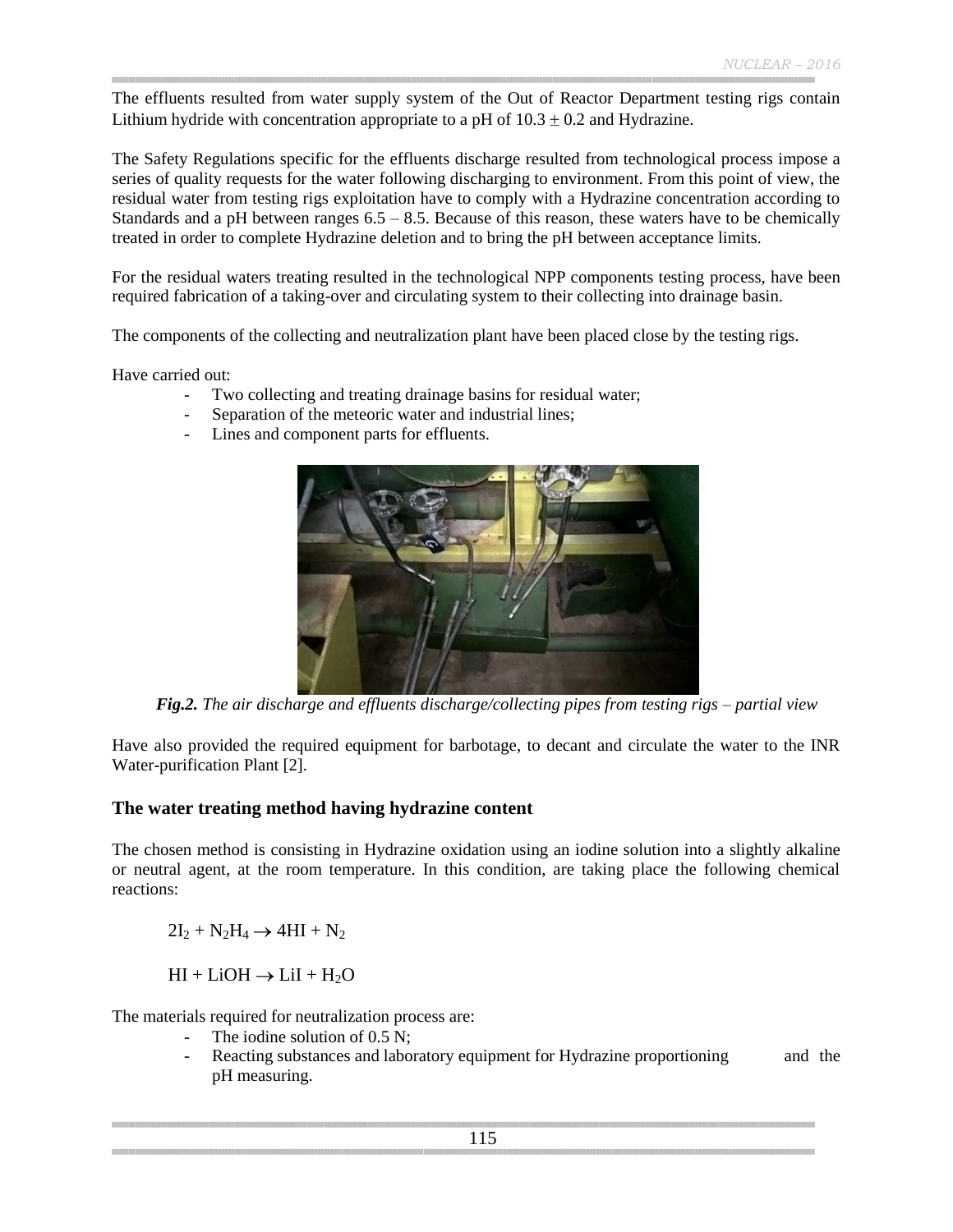The effluents resulted from water supply system of the Out of Reactor Department testing rigs contain Lithium hydride with concentration appropriate to a pH of $10.3 \pm 0.2$ and Hydrazine.

The Safety Regulations specific for the effluents discharge resulted from technological process impose a series of quality requests for the water following discharging to environment. From this point of view, the residual water from testing rigs exploitation have to comply with a Hydrazine concentration according to Standards and a pH between ranges 6.5 – 8.5. Because of this reason, these waters have to be chemically treated in order to complete Hydrazine deletion and to bring the pH between acceptance limits.

For the residual waters treating resulted in the technological NPP components testing process, have been required fabrication of a taking-over and circulating system to their collecting into drainage basin.

The components of the collecting and neutralization plant have been placed close by the testing rigs.

Have carried out:

- Two collecting and treating drainage basins for residual water;
- Separation of the meteoric water and industrial lines;
- Lines and component parts for effluents.

***Fig.2.*** *The air discharge and effluents discharge/collecting pipes from testing rigs – partial view*

Have also provided the required equipment for barbotage, to decant and circulate the water to the INR Water-purification Plant [2].

## The water treating method having hydrazine content

The chosen method is consisting in Hydrazine oxidation using an iodine solution into a slightly alkaline or neutral agent, at the room temperature. In this condition, are taking place the following chemical reactions:

$$2I_2 + N_2H_4 \rightarrow 4HI + N_2$$

$$HI + LiOH \rightarrow LiI + H_2O$$

The materials required for neutralization process are:

- The iodine solution of 0.5 N;
- Reacting substances and laboratory equipment for Hydrazine proportioning and the pH measuring.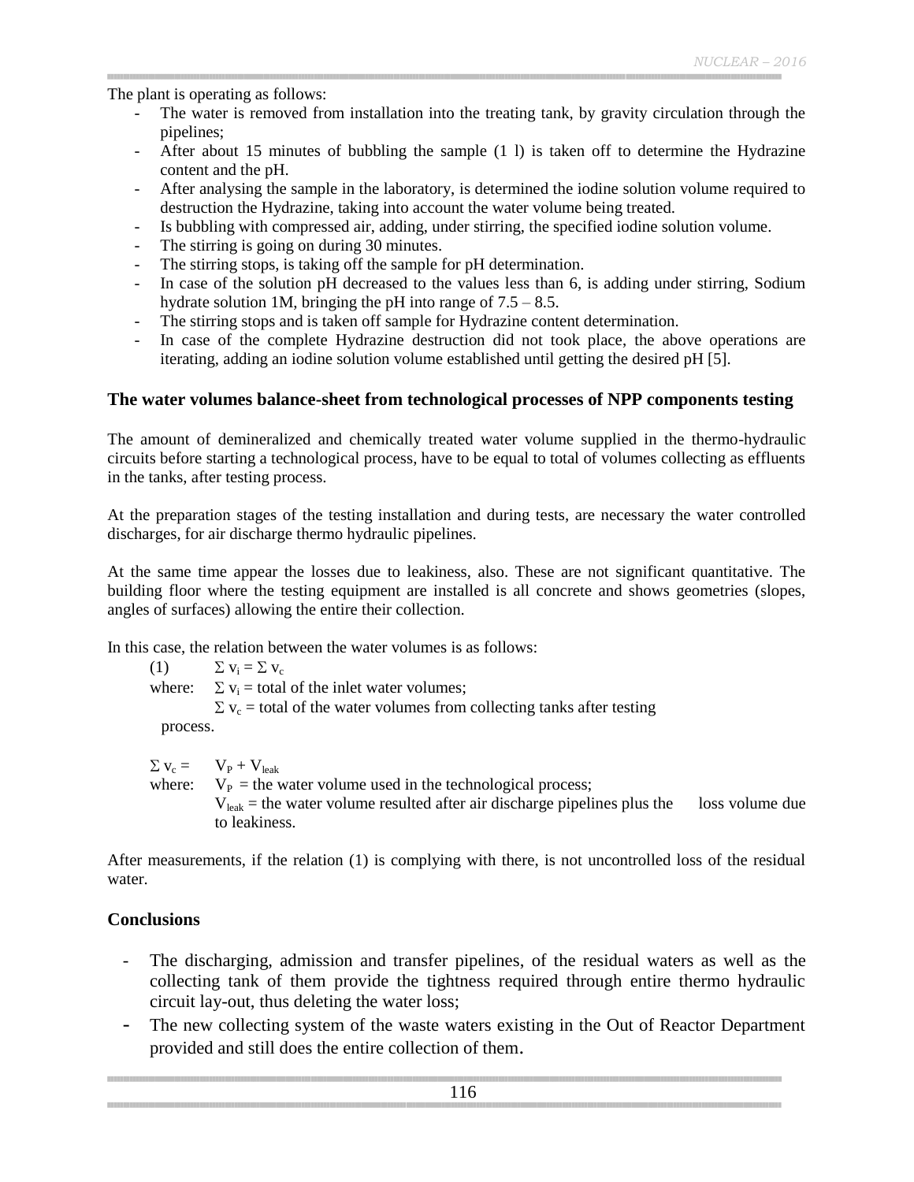The plant is operating as follows:

- The water is removed from installation into the treating tank, by gravity circulation through the pipelines;
- After about 15 minutes of bubbling the sample (1 l) is taken off to determine the Hydrazine content and the pH.
- After analysing the sample in the laboratory, is determined the iodine solution volume required to destruction the Hydrazine, taking into account the water volume being treated.
- Is bubbling with compressed air, adding, under stirring, the specified iodine solution volume.
- The stirring is going on during 30 minutes.
- The stirring stops, is taking off the sample for pH determination.
- In case of the solution pH decreased to the values less than 6, is adding under stirring, Sodium hydrate solution 1M, bringing the pH into range of 7.5 – 8.5.
- The stirring stops and is taken off sample for Hydrazine content determination.
- In case of the complete Hydrazine destruction did not took place, the above operations are iterating, adding an iodine solution volume established until getting the desired pH [5].

### The water volumes balance-sheet from technological processes of NPP components testing

The amount of demineralized and chemically treated water volume supplied in the thermo-hydraulic circuits before starting a technological process, have to be equal to total of volumes collecting as effluents in the tanks, after testing process.

At the preparation stages of the testing installation and during tests, are necessary the water controlled discharges, for air discharge thermo hydraulic pipelines.

At the same time appear the losses due to leakiness, also. These are not significant quantitative. The building floor where the testing equipment are installed is all concrete and shows geometries (slopes, angles of surfaces) allowing the entire their collection.

In this case, the relation between the water volumes is as follows:

(1) $\Sigma v_i = \Sigma v_c$

where: $\Sigma v_i$ = total of the inlet water volumes;
$\Sigma v_c$ = total of the water volumes from collecting tanks after testing process.

$\Sigma v_c = V_P + V_{leak}$

where: $V_P$ = the water volume used in the technological process;
$V_{leak}$ = the water volume resulted after air discharge pipelines plus the loss volume due to leakiness.

After measurements, if the relation (1) is complying with there, is not uncontrolled loss of the residual water.

### Conclusions

- The discharging, admission and transfer pipelines, of the residual waters as well as the collecting tank of them provide the tightness required through entire thermo hydraulic circuit lay-out, thus deleting the water loss;
- The new collecting system of the waste waters existing in the Out of Reactor Department provided and still does the entire collection of them.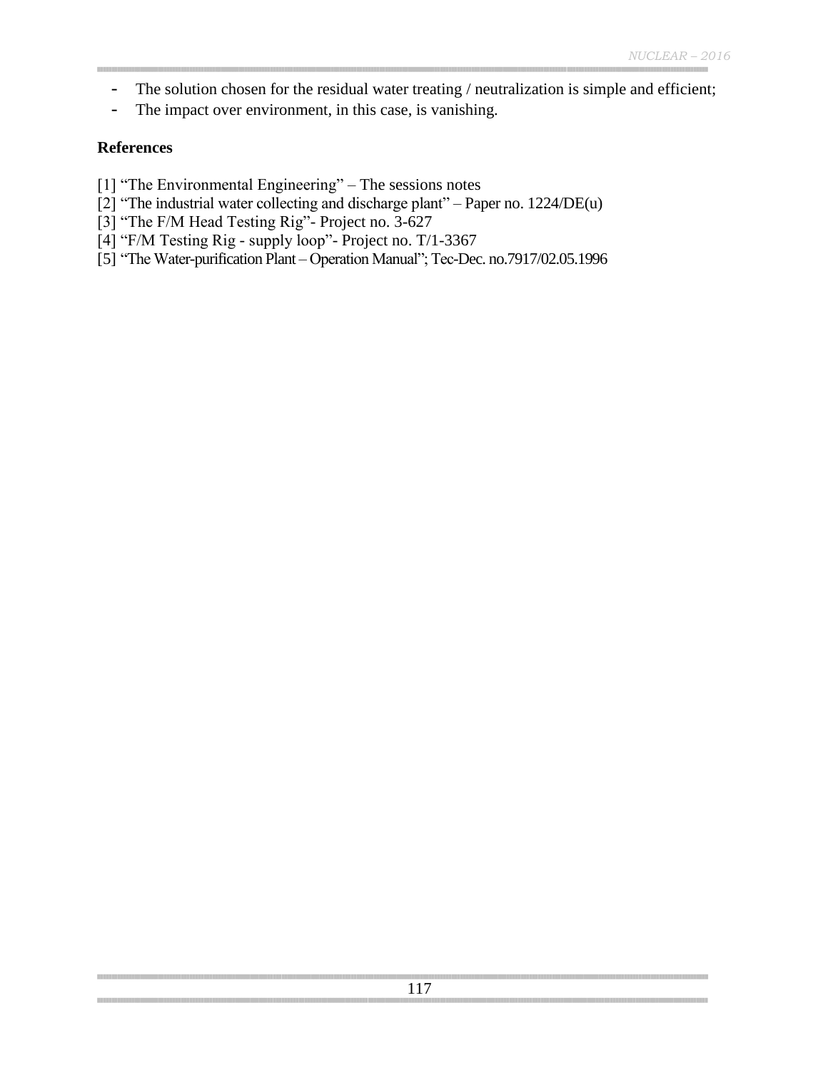- The solution chosen for the residual water treating / neutralization is simple and efficient;
- The impact over environment, in this case, is vanishing.

**References**

[1] "The Environmental Engineering" – The sessions notes
[2] "The industrial water collecting and discharge plant" – Paper no. 1224/DE(u)
[3] "The F/M Head Testing Rig"- Project no. 3-627
[4] "F/M Testing Rig - supply loop"- Project no. T/1-3367
[5] "The Water-purification Plant – Operation Manual"; Tec-Dec. no.7917/02.05.1996